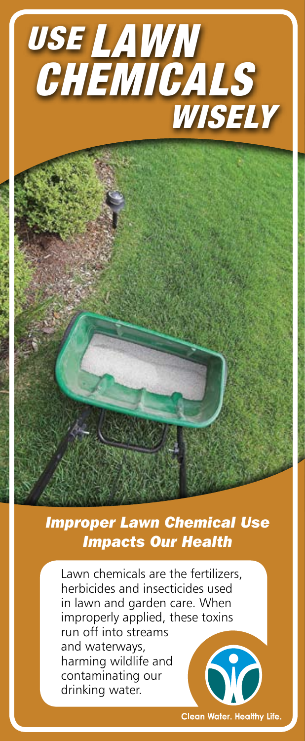# *USE LAWN CHEMICALS WISELY*

## *Improper Lawn Chemical Use Impacts Our Health*

Lawn chemicals are the fertilizers, herbicides and insecticides used in lawn and garden care. When improperly applied, these toxins run off into streams and waterways, harming wildlife and contaminating our drinking water.

**Clean Water. Healthy Life.**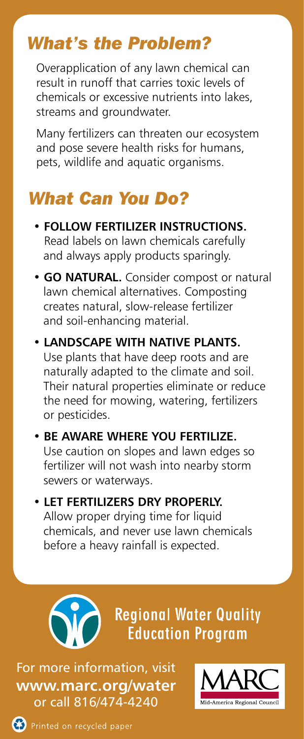## *What's the Problem?*

Overapplication of any lawn chemical can result in runoff that carries toxic levels of chemicals or excessive nutrients into lakes, streams and groundwater.

Many fertilizers can threaten our ecosystem and pose severe health risks for humans, pets, wildlife and aquatic organisms.

## *What Can You Do?*

- **FOLLOW FERTILIZER INSTRUCTIONS.** Read labels on lawn chemicals carefully and always apply products sparingly.
- **GO NATURAL.** Consider compost or natural lawn chemical alternatives. Composting creates natural, slow-release fertilizer and soil-enhancing material.
- **LANDSCAPE WITH NATIVE PLANTS.** Use plants that have deep roots and are naturally adapted to the climate and soil. Their natural properties eliminate or reduce the need for mowing, watering, fertilizers or pesticides.
- **BE AWARE WHERE YOU FERTILIZE.** Use caution on slopes and lawn edges so fertilizer will not wash into nearby storm sewers or waterways.
- **LET FERTILIZERS DRY PROPERLY.** Allow proper drying time for liquid chemicals, and never use lawn chemicals before a heavy rainfall is expected.

Regional Water Quality Education Program

For more information, visit **www.marc.org/water** or call 816/474-4240

MARC Mid-America Regional Council

Printed on recycled paper